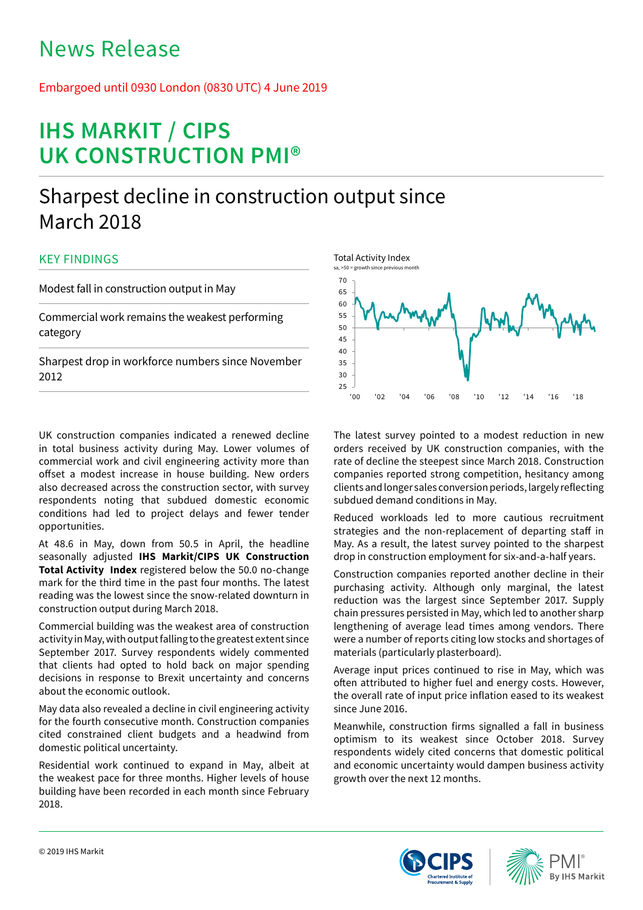# News Release

Embargoed until 0930 London (0830 UTC) 4 June 2019

# IHS MARKIT / CIPS UK CONSTRUCTION PMI®

## Sharpest decline in construction output since March 2018

### KEY FINDINGS

Modest fall in construction output in May

Commercial work remains the weakest performing category

Sharpest drop in workforce numbers since November 2012

Total Activity Index
sa, >50 = growth since previous month

UK construction companies indicated a renewed decline in total business activity during May. Lower volumes of commercial work and civil engineering activity more than offset a modest increase in house building. New orders also decreased across the construction sector, with survey respondents noting that subdued domestic economic conditions had led to project delays and fewer tender opportunities.

At 48.6 in May, down from 50.5 in April, the headline seasonally adjusted **IHS Markit/CIPS UK Construction Total Activity Index** registered below the 50.0 no-change mark for the third time in the past four months. The latest reading was the lowest since the snow-related downturn in construction output during March 2018.

Commercial building was the weakest area of construction activity in May, with output falling to the greatest extent since September 2017. Survey respondents widely commented that clients had opted to hold back on major spending decisions in response to Brexit uncertainty and concerns about the economic outlook.

May data also revealed a decline in civil engineering activity for the fourth consecutive month. Construction companies cited constrained client budgets and a headwind from domestic political uncertainty.

Residential work continued to expand in May, albeit at the weakest pace for three months. Higher levels of house building have been recorded in each month since February 2018.

The latest survey pointed to a modest reduction in new orders received by UK construction companies, with the rate of decline the steepest since March 2018. Construction companies reported strong competition, hesitancy among clients and longer sales conversion periods, largely reflecting subdued demand conditions in May.

Reduced workloads led to more cautious recruitment strategies and the non-replacement of departing staff in May. As a result, the latest survey pointed to the sharpest drop in construction employment for six-and-a-half years.

Construction companies reported another decline in their purchasing activity. Although only marginal, the latest reduction was the largest since September 2017. Supply chain pressures persisted in May, which led to another sharp lengthening of average lead times among vendors. There were a number of reports citing low stocks and shortages of materials (particularly plasterboard).

Average input prices continued to rise in May, which was often attributed to higher fuel and energy costs. However, the overall rate of input price inflation eased to its weakest since June 2016.

Meanwhile, construction firms signalled a fall in business optimism to its weakest since October 2018. Survey respondents widely cited concerns that domestic political and economic uncertainty would dampen business activity growth over the next 12 months.

© 2019 IHS Markit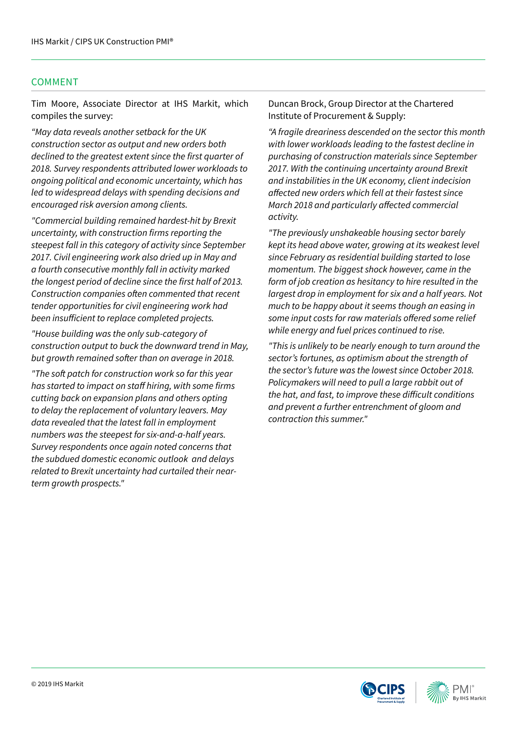## COMMENT

Tim Moore, Associate Director at IHS Markit, which compiles the survey:

*"May data reveals another setback for the UK construction sector as output and new orders both declined to the greatest extent since the first quarter of 2018. Survey respondents attributed lower workloads to ongoing political and economic uncertainty, which has led to widespread delays with spending decisions and encouraged risk aversion among clients.*

*"Commercial building remained hardest-hit by Brexit uncertainty, with construction firms reporting the steepest fall in this category of activity since September 2017. Civil engineering work also dried up in May and a fourth consecutive monthly fall in activity marked the longest period of decline since the first half of 2013. Construction companies often commented that recent tender opportunities for civil engineering work had been insufficient to replace completed projects.*

*"House building was the only sub-category of construction output to buck the downward trend in May, but growth remained softer than on average in 2018.*

*"The soft patch for construction work so far this year has started to impact on staff hiring, with some firms cutting back on expansion plans and others opting to delay the replacement of voluntary leavers. May data revealed that the latest fall in employment numbers was the steepest for six-and-a-half years. Survey respondents once again noted concerns that the subdued domestic economic outlook and delays related to Brexit uncertainty had curtailed their near-term growth prospects."*

Duncan Brock, Group Director at the Chartered Institute of Procurement & Supply:

*"A fragile dreariness descended on the sector this month with lower workloads leading to the fastest decline in purchasing of construction materials since September 2017. With the continuing uncertainty around Brexit and instabilities in the UK economy, client indecision affected new orders which fell at their fastest since March 2018 and particularly affected commercial activity.*

*"The previously unshakeable housing sector barely kept its head above water, growing at its weakest level since February as residential building started to lose momentum. The biggest shock however, came in the form of job creation as hesitancy to hire resulted in the largest drop in employment for six and a half years. Not much to be happy about it seems though an easing in some input costs for raw materials offered some relief while energy and fuel prices continued to rise.*

*"This is unlikely to be nearly enough to turn around the sector's fortunes, as optimism about the strength of the sector's future was the lowest since October 2018. Policymakers will need to pull a large rabbit out of the hat, and fast, to improve these difficult conditions and prevent a further entrenchment of gloom and contraction this summer."*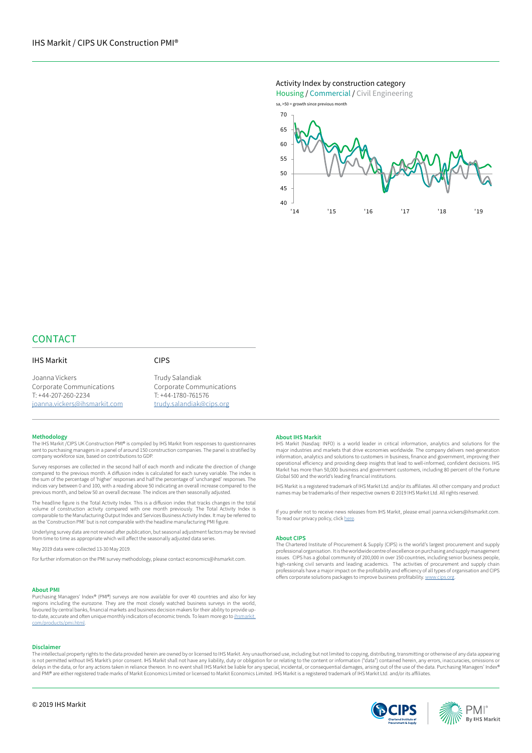Activity Index by construction category

Housing / Commercial / Civil Engineering

sa, >50 = growth since previous month

70
65
60
55
50
45
40

'14 '15 '16 '17 '18 '19

## CONTACT

### IHS Markit

Joanna Vickers
Corporate Communications
T: +44-207-260-2234
joanna.vickers@ihsmarkit.com

### CIPS

Trudy Salandiak
Corporate Communications
T: +44-1780-761576
trudy.salandiak@cips.org

#### Methodology

The IHS Markit /CIPS UK Construction PMI® is compiled by IHS Markit from responses to questionnaires sent to purchasing managers in a panel of around 150 construction companies. The panel is stratified by company workforce size, based on contributions to GDP.

Survey responses are collected in the second half of each month and indicate the direction of change compared to the previous month. A diffusion index is calculated for each survey variable. The index is the sum of the percentage of 'higher' responses and half the percentage of 'unchanged' responses. The indices vary between 0 and 100, with a reading above 50 indicating an overall increase compared to the previous month, and below 50 an overall decrease. The indices are then seasonally adjusted.

The headline figure is the Total Activity Index. This is a diffusion index that tracks changes in the total volume of construction activity compared with one month previously. The Total Activity Index is comparable to the Manufacturing Output Index and Services Business Activity Index. It may be referred to as the 'Construction PMI' but is not comparable with the headline manufacturing PMI figure.

Underlying survey data are not revised after publication, but seasonal adjustment factors may be revised from time to time as appropriate which will affect the seasonally adjusted data series.

May 2019 data were collected 13-30 May 2019.

For further information on the PMI survey methodology, please contact economics@ihsmarkit.com.

#### About PMI

Purchasing Managers' Index® (PMI®) surveys are now available for over 40 countries and also for key regions including the eurozone. They are the most closely watched business surveys in the world, favoured by central banks, financial markets and business decision makers for their ability to provide up-to-date, accurate and often unique monthly indicators of economic trends. To learn more go to ihsmarkit.com/products/pmi.html.

#### About IHS Markit

IHS Markit (Nasdaq: INFO) is a world leader in critical information, analytics and solutions for the major industries and markets that drive economies worldwide. The company delivers next-generation information, analytics and solutions to customers in business, finance and government, improving their operational efficiency and providing deep insights that lead to well-informed, confident decisions. IHS Markit has more than 50,000 business and government customers, including 80 percent of the Fortune Global 500 and the world's leading financial institutions.

IHS Markit is a registered trademark of IHS Markit Ltd. and/or its affiliates. All other company and product names may be trademarks of their respective owners © 2019 IHS Markit Ltd. All rights reserved.

If you prefer not to receive news releases from IHS Markit, please email joanna.vickers@ihsmarkit.com. To read our privacy policy, click here.

#### About CIPS

The Chartered Institute of Procurement & Supply (CIPS) is the world's largest procurement and supply professional organisation. It is the worldwide centre of excellence on purchasing and supply management issues. CIPS has a global community of 200,000 in over 150 countries, including senior business people, high-ranking civil servants and leading academics. The activities of procurement and supply chain professionals have a major impact on the profitability and efficiency of all types of organisation and CIPS offers corporate solutions packages to improve business profitability. www.cips.org.

#### Disclaimer

The intellectual property rights to the data provided herein are owned by or licensed to IHS Markit. Any unauthorised use, including but not limited to copying, distributing, transmitting or otherwise of any data appearing is not permitted without IHS Markit's prior consent. IHS Markit shall not have any liability, duty or obligation for or relating to the content or information ("data") contained herein, any errors, inaccuracies, omissions or delays in the data, or for any actions taken in reliance thereon. In no event shall IHS Markit be liable for any special, incidental, or consequential damages, arising out of the use of the data. Purchasing Managers' Index® and PMI® are either registered trade marks of Markit Economics Limited or licensed to Markit Economics Limited. IHS Markit is a registered trademark of IHS Markit Ltd. and/or its affiliates.

© 2019 IHS Markit